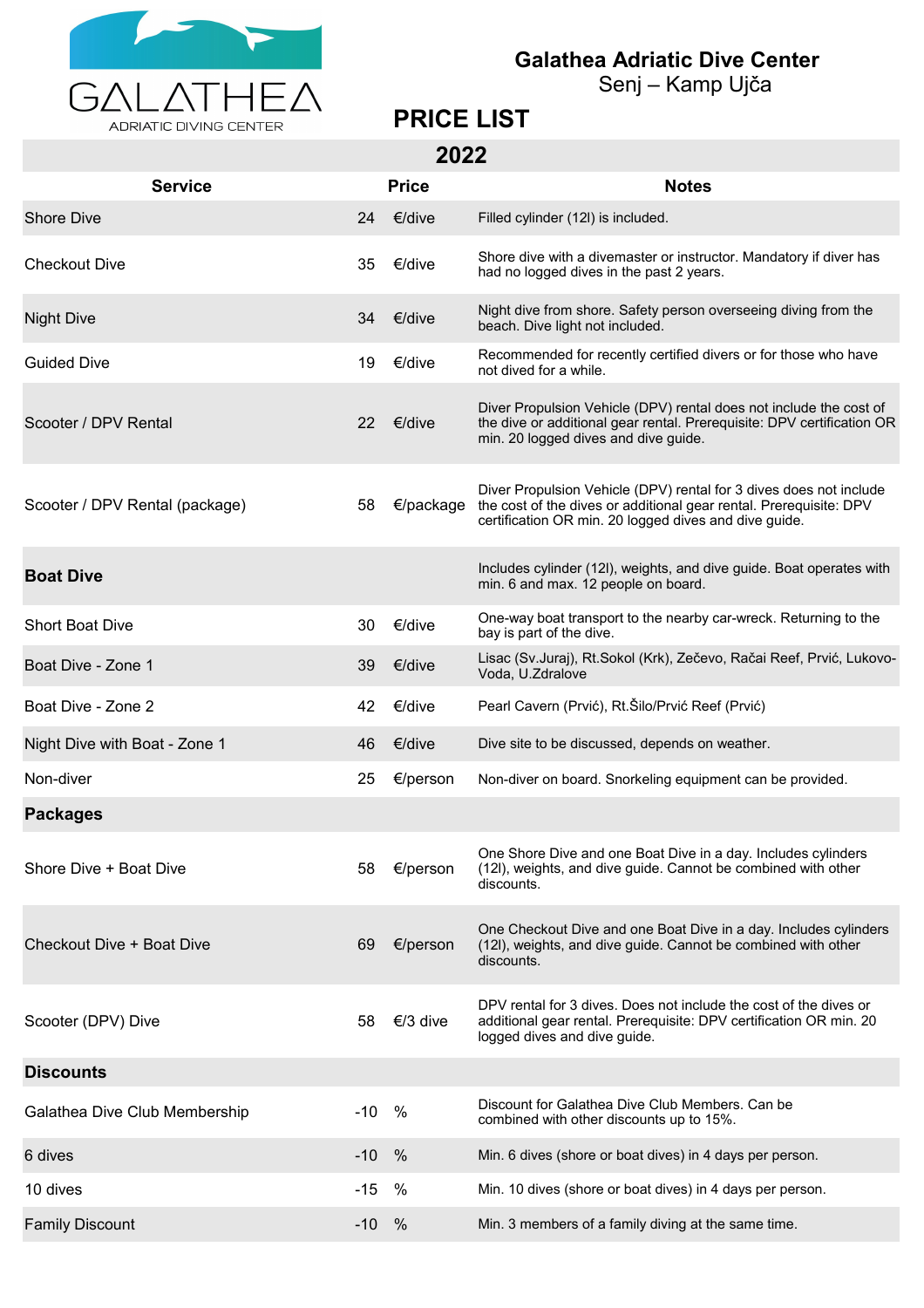GALATHEA
ADRIATIC DIVING CENTER

# Galathea Adriatic Dive Center

Senj – Kamp Ujča

## PRICE LIST

## 2022

| Service | Price | | Notes |
|---|---|---|---|
| Shore Dive | 24 | €/dive | Filled cylinder (12l) is included. |
| Checkout Dive | 35 | €/dive | Shore dive with a divemaster or instructor. Mandatory if diver has had no logged dives in the past 2 years. |
| Night Dive | 34 | €/dive | Night dive from shore. Safety person overseeing diving from the beach. Dive light not included. |
| Guided Dive | 19 | €/dive | Recommended for recently certified divers or for those who have not dived for a while. |
| Scooter / DPV Rental | 22 | €/dive | Diver Propulsion Vehicle (DPV) rental does not include the cost of the dive or additional gear rental. Prerequisite: DPV certification OR min. 20 logged dives and dive guide. |
| Scooter / DPV Rental (package) | 58 | €/package | Diver Propulsion Vehicle (DPV) rental for 3 dives does not include the cost of the dives or additional gear rental. Prerequisite: DPV certification OR min. 20 logged dives and dive guide. |
| **Boat Dive** | | | Includes cylinder (12l), weights, and dive guide. Boat operates with min. 6 and max. 12 people on board. |
| Short Boat Dive | 30 | €/dive | One-way boat transport to the nearby car-wreck. Returning to the bay is part of the dive. |
| Boat Dive - Zone 1 | 39 | €/dive | Lisac (Sv.Juraj), Rt.Sokol (Krk), Zečevo, Račai Reef, Prvić, Lukovo-Voda, U.Zdralove |
| Boat Dive - Zone 2 | 42 | €/dive | Pearl Cavern (Prvić), Rt.Šilo/Prvić Reef (Prvić) |
| Night Dive with Boat - Zone 1 | 46 | €/dive | Dive site to be discussed, depends on weather. |
| Non-diver | 25 | €/person | Non-diver on board. Snorkeling equipment can be provided. |
| **Packages** | | | |
| Shore Dive + Boat Dive | 58 | €/person | One Shore Dive and one Boat Dive in a day. Includes cylinders (12l), weights, and dive guide. Cannot be combined with other discounts. |
| Checkout Dive + Boat Dive | 69 | €/person | One Checkout Dive and one Boat Dive in a day. Includes cylinders (12l), weights, and dive guide. Cannot be combined with other discounts. |
| Scooter (DPV) Dive | 58 | €/3 dive | DPV rental for 3 dives. Does not include the cost of the dives or additional gear rental. Prerequisite: DPV certification OR min. 20 logged dives and dive guide. |
| **Discounts** | | | |
| Galathea Dive Club Membership | -10 | % | Discount for Galathea Dive Club Members. Can be combined with other discounts up to 15%. |
| 6 dives | -10 | % | Min. 6 dives (shore or boat dives) in 4 days per person. |
| 10 dives | -15 | % | Min. 10 dives (shore or boat dives) in 4 days per person. |
| Family Discount | -10 | % | Min. 3 members of a family diving at the same time. |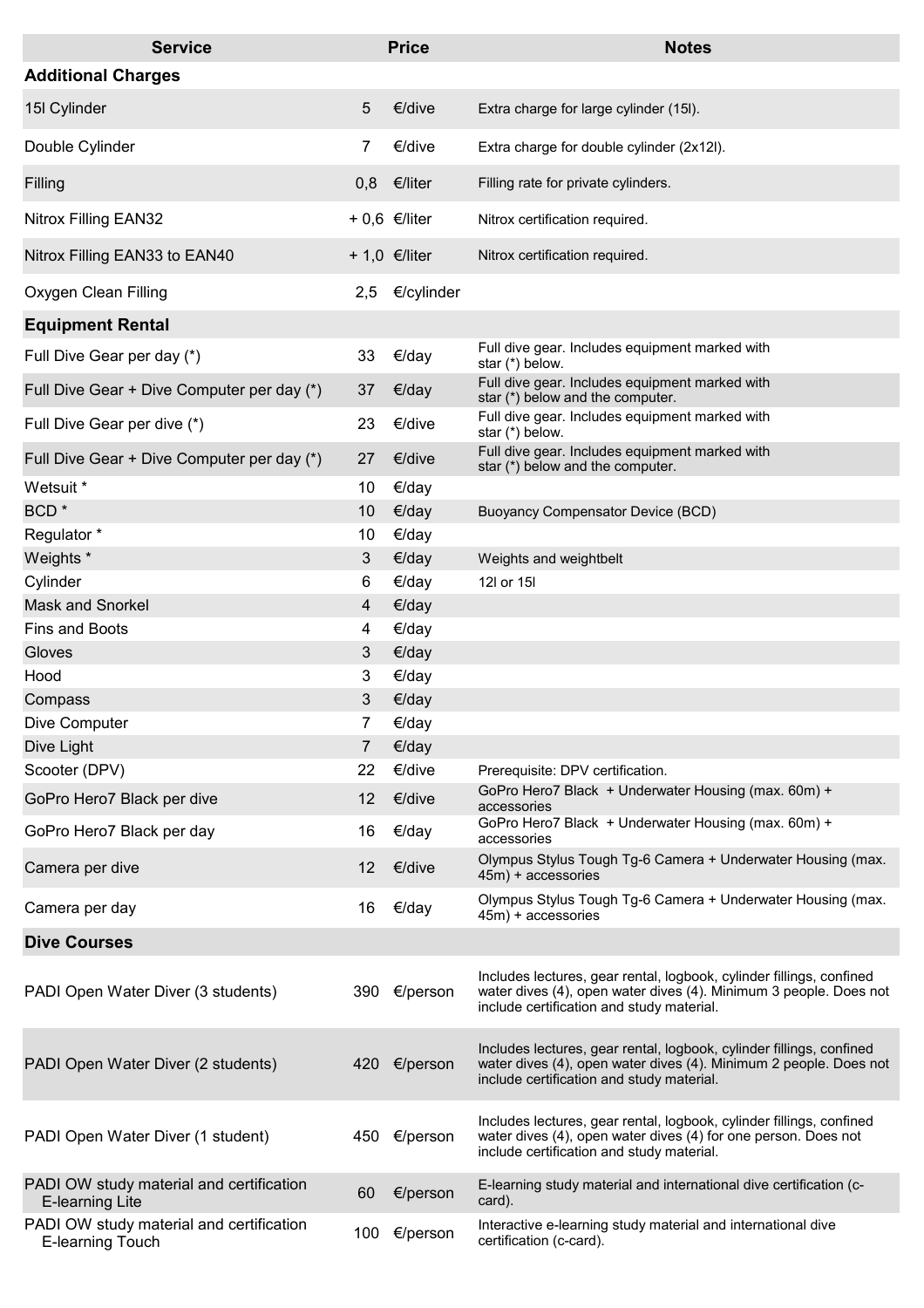| Service | Price | | Notes |
|---|---|---|---|
| **Additional Charges** | | | |
| 15l Cylinder | 5 | €/dive | Extra charge for large cylinder (15l). |
| Double Cylinder | 7 | €/dive | Extra charge for double cylinder (2x12l). |
| Filling | 0,8 | €/liter | Filling rate for private cylinders. |
| Nitrox Filling EAN32 | + 0,6 | €/liter | Nitrox certification required. |
| Nitrox Filling EAN33 to EAN40 | + 1,0 | €/liter | Nitrox certification required. |
| Oxygen Clean Filling | 2,5 | €/cylinder | |
| **Equipment Rental** | | | |
| Full Dive Gear per day (*) | 33 | €/day | Full dive gear. Includes equipment marked with star (*) below. |
| Full Dive Gear + Dive Computer per day (*) | 37 | €/day | Full dive gear. Includes equipment marked with star (*) below and the computer. |
| Full Dive Gear per dive (*) | 23 | €/dive | Full dive gear. Includes equipment marked with star (*) below. |
| Full Dive Gear + Dive Computer per day (*) | 27 | €/dive | Full dive gear. Includes equipment marked with star (*) below and the computer. |
| Wetsuit * | 10 | €/day | |
| BCD * | 10 | €/day | Buoyancy Compensator Device (BCD) |
| Regulator * | 10 | €/day | |
| Weights * | 3 | €/day | Weights and weightbelt |
| Cylinder | 6 | €/day | 12l or 15l |
| Mask and Snorkel | 4 | €/day | |
| Fins and Boots | 4 | €/day | |
| Gloves | 3 | €/day | |
| Hood | 3 | €/day | |
| Compass | 3 | €/day | |
| Dive Computer | 7 | €/day | |
| Dive Light | 7 | €/day | |
| Scooter (DPV) | 22 | €/dive | Prerequisite: DPV certification. |
| GoPro Hero7 Black per dive | 12 | €/dive | GoPro Hero7 Black + Underwater Housing (max. 60m) + accessories |
| GoPro Hero7 Black per day | 16 | €/day | GoPro Hero7 Black + Underwater Housing (max. 60m) + accessories |
| Camera per dive | 12 | €/dive | Olympus Stylus Tough Tg-6 Camera + Underwater Housing (max. 45m) + accessories |
| Camera per day | 16 | €/day | Olympus Stylus Tough Tg-6 Camera + Underwater Housing (max. 45m) + accessories |
| **Dive Courses** | | | |
| PADI Open Water Diver (3 students) | 390 | €/person | Includes lectures, gear rental, logbook, cylinder fillings, confined water dives (4), open water dives (4). Minimum 3 people. Does not include certification and study material. |
| PADI Open Water Diver (2 students) | 420 | €/person | Includes lectures, gear rental, logbook, cylinder fillings, confined water dives (4), open water dives (4). Minimum 2 people. Does not include certification and study material. |
| PADI Open Water Diver (1 student) | 450 | €/person | Includes lectures, gear rental, logbook, cylinder fillings, confined water dives (4), open water dives (4) for one person. Does not include certification and study material. |
| PADI OW study material and certification E-learning Lite | 60 | €/person | E-learning study material and international dive certification (c-card). |
| PADI OW study material and certification E-learning Touch | 100 | €/person | Interactive e-learning study material and international dive certification (c-card). |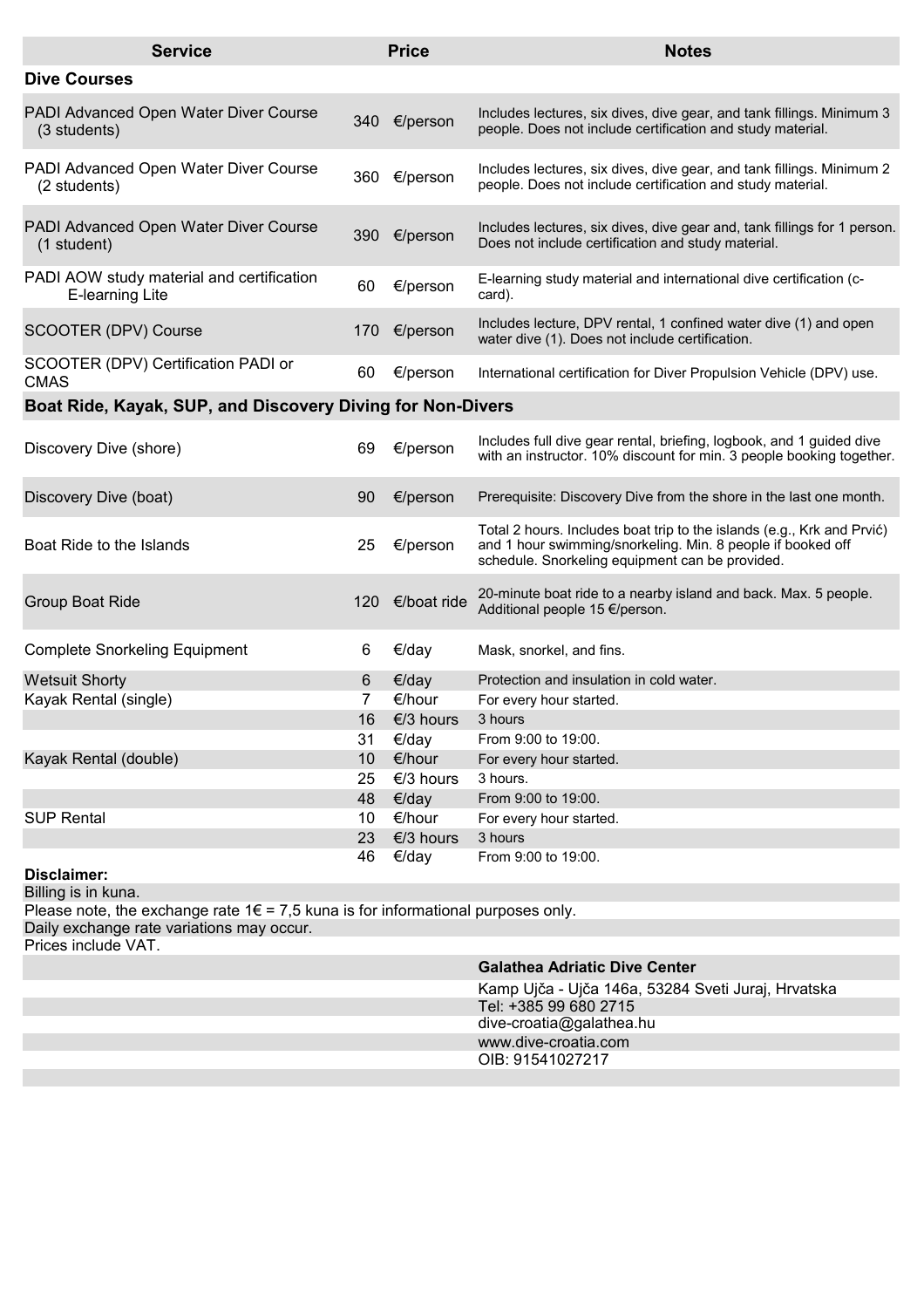| Service | Price | | Notes |
|---|---|---|---|
| **Dive Courses** | | | |
| PADI Advanced Open Water Diver Course (3 students) | 340 | €/person | Includes lectures, six dives, dive gear, and tank fillings. Minimum 3 people. Does not include certification and study material. |
| PADI Advanced Open Water Diver Course (2 students) | 360 | €/person | Includes lectures, six dives, dive gear, and tank fillings. Minimum 2 people. Does not include certification and study material. |
| PADI Advanced Open Water Diver Course (1 student) | 390 | €/person | Includes lectures, six dives, dive gear and, tank fillings for 1 person. Does not include certification and study material. |
| PADI AOW study material and certification E-learning Lite | 60 | €/person | E-learning study material and international dive certification (c-card). |
| SCOOTER (DPV) Course | 170 | €/person | Includes lecture, DPV rental, 1 confined water dive (1) and open water dive (1). Does not include certification. |
| SCOOTER (DPV) Certification PADI or CMAS | 60 | €/person | International certification for Diver Propulsion Vehicle (DPV) use. |
| **Boat Ride, Kayak, SUP, and Discovery Diving for Non-Divers** | | | |
| Discovery Dive (shore) | 69 | €/person | Includes full dive gear rental, briefing, logbook, and 1 guided dive with an instructor. 10% discount for min. 3 people booking together. |
| Discovery Dive (boat) | 90 | €/person | Prerequisite: Discovery Dive from the shore in the last one month. |
| Boat Ride to the Islands | 25 | €/person | Total 2 hours. Includes boat trip to the islands (e.g., Krk and Prvić) and 1 hour swimming/snorkeling. Min. 8 people if booked off schedule. Snorkeling equipment can be provided. |
| Group Boat Ride | 120 | €/boat ride | 20-minute boat ride to a nearby island and back. Max. 5 people. Additional people 15 €/person. |
| Complete Snorkeling Equipment | 6 | €/day | Mask, snorkel, and fins. |
| Wetsuit Shorty | 6 | €/day | Protection and insulation in cold water. |
| Kayak Rental (single) | 7 | €/hour | For every hour started. |
| | 16 | €/3 hours | 3 hours |
| | 31 | €/day | From 9:00 to 19:00. |
| Kayak Rental (double) | 10 | €/hour | For every hour started. |
| | 25 | €/3 hours | 3 hours. |
| | 48 | €/day | From 9:00 to 19:00. |
| SUP Rental | 10 | €/hour | For every hour started. |
| | 23 | €/3 hours | 3 hours |
| | 46 | €/day | From 9:00 to 19:00. |

**Disclaimer:**

Billing is in kuna.

Please note, the exchange rate 1€ = 7,5 kuna is for informational purposes only.

Daily exchange rate variations may occur.

Prices include VAT.

**Galathea Adriatic Dive Center**

Kamp Ujča - Ujča 146a, 53284 Sveti Juraj, Hrvatska

Tel: +385 99 680 2715

dive-croatia@galathea.hu

www.dive-croatia.com

OIB: 91541027217